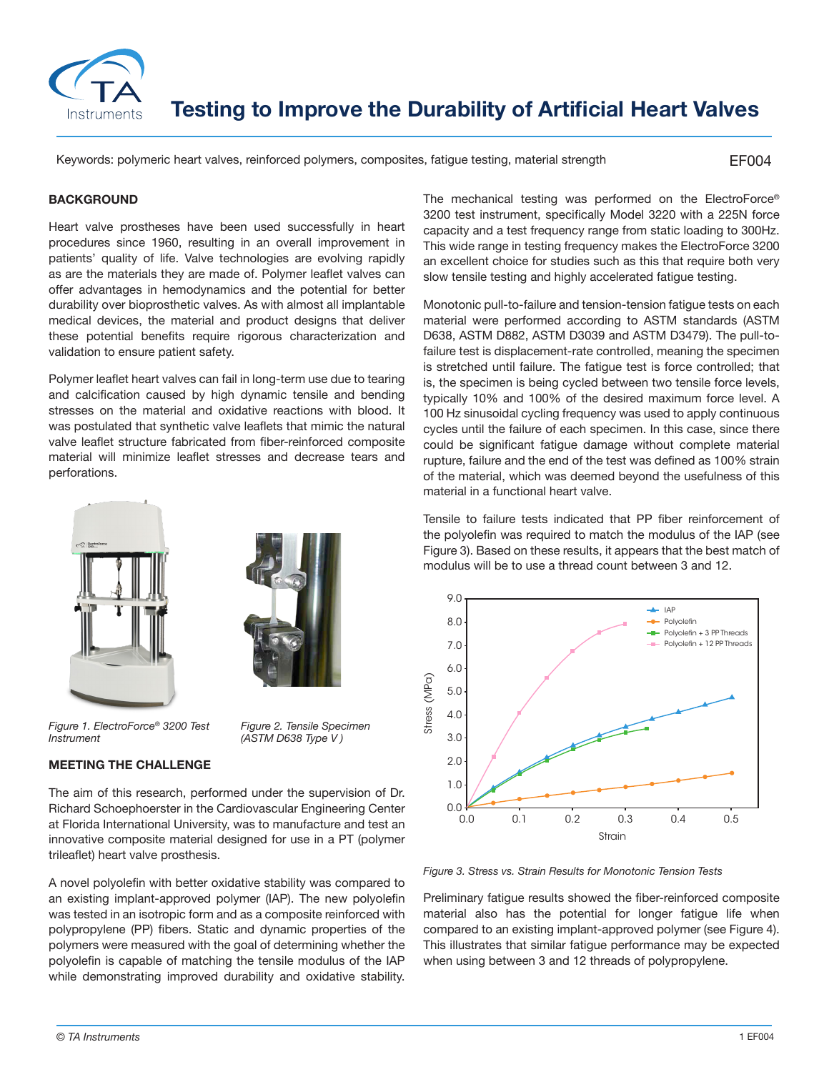# Testing to Improve the Durability of Artificial Heart Valves

Keywords: polymeric heart valves, reinforced polymers, composites, fatigue testing, material strength

EF004

## BACKGROUND

Heart valve prostheses have been used successfully in heart procedures since 1960, resulting in an overall improvement in patients' quality of life. Valve technologies are evolving rapidly as are the materials they are made of. Polymer leaflet valves can offer advantages in hemodynamics and the potential for better durability over bioprosthetic valves. As with almost all implantable medical devices, the material and product designs that deliver these potential benefits require rigorous characterization and validation to ensure patient safety.

Polymer leaflet heart valves can fail in long-term use due to tearing and calcification caused by high dynamic tensile and bending stresses on the material and oxidative reactions with blood. It was postulated that synthetic valve leaflets that mimic the natural valve leaflet structure fabricated from fiber-reinforced composite material will minimize leaflet stresses and decrease tears and perforations.

*Figure 1. ElectroForce® 3200 Test Instrument*

*Figure 2. Tensile Specimen (ASTM D638 Type V)*

## MEETING THE CHALLENGE

The aim of this research, performed under the supervision of Dr. Richard Schoephoerster in the Cardiovascular Engineering Center at Florida International University, was to manufacture and test an innovative composite material designed for use in a PT (polymer trileaflet) heart valve prosthesis.

A novel polyolefin with better oxidative stability was compared to an existing implant-approved polymer (IAP). The new polyolefin was tested in an isotropic form and as a composite reinforced with polypropylene (PP) fibers. Static and dynamic properties of the polymers were measured with the goal of determining whether the polyolefin is capable of matching the tensile modulus of the IAP while demonstrating improved durability and oxidative stability.

The mechanical testing was performed on the ElectroForce® 3200 test instrument, specifically Model 3220 with a 225N force capacity and a test frequency range from static loading to 300Hz. This wide range in testing frequency makes the ElectroForce 3200 an excellent choice for studies such as this that require both very slow tensile testing and highly accelerated fatigue testing.

Monotonic pull-to-failure and tension-tension fatigue tests on each material were performed according to ASTM standards (ASTM D638, ASTM D882, ASTM D3039 and ASTM D3479). The pull-to-failure test is displacement-rate controlled, meaning the specimen is stretched until failure. The fatigue test is force controlled; that is, the specimen is being cycled between two tensile force levels, typically 10% and 100% of the desired maximum force level. A 100 Hz sinusoidal cycling frequency was used to apply continuous cycles until the failure of each specimen. In this case, since there could be significant fatigue damage without complete material rupture, failure and the end of the test was defined as 100% strain of the material, which was deemed beyond the usefulness of this material in a functional heart valve.

Tensile to failure tests indicated that PP fiber reinforcement of the polyolefin was required to match the modulus of the IAP (see Figure 3). Based on these results, it appears that the best match of modulus will be to use a thread count between 3 and 12.

*Figure 3. Stress vs. Strain Results for Monotonic Tension Tests*

Preliminary fatigue results showed the fiber-reinforced composite material also has the potential for longer fatigue life when compared to an existing implant-approved polymer (see Figure 4). This illustrates that similar fatigue performance may be expected when using between 3 and 12 threads of polypropylene.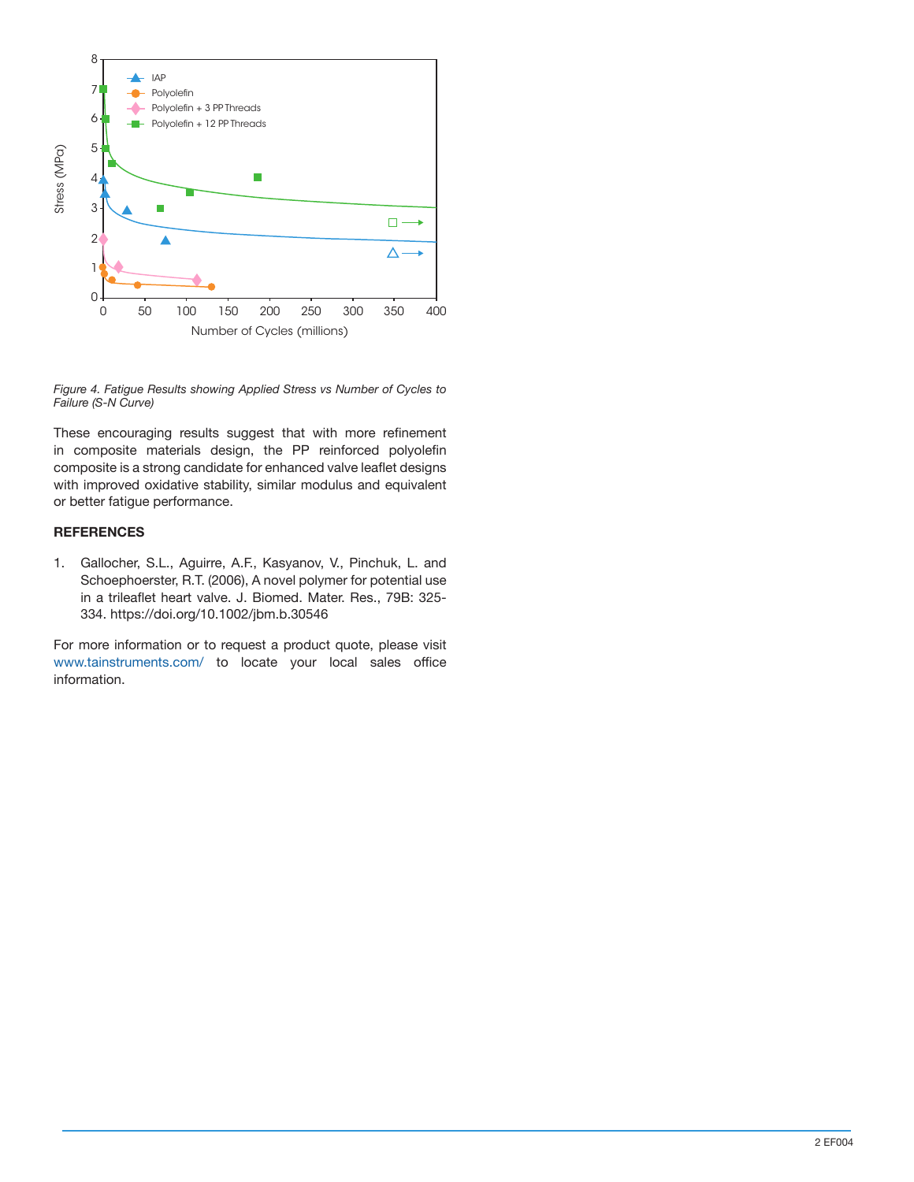Stress (MPa)

8
7
6
5
4
3
2
1
0

0 50 100 150 200 250 300 350 400

Number of Cycles (millions)

IAP
Polyolefin
Polyolefin + 3 PP Threads
Polyolefin + 12 PP Threads

*Figure 4. Fatigue Results showing Applied Stress vs Number of Cycles to Failure (S-N Curve)*

These encouraging results suggest that with more refinement in composite materials design, the PP reinforced polyolefin composite is a strong candidate for enhanced valve leaflet designs with improved oxidative stability, similar modulus and equivalent or better fatigue performance.

## REFERENCES

1. Gallocher, S.L., Aguirre, A.F., Kasyanov, V., Pinchuk, L. and Schoephoerster, R.T. (2006), A novel polymer for potential use in a trileaflet heart valve. J. Biomed. Mater. Res., 79B: 325-334. https://doi.org/10.1002/jbm.b.30546

For more information or to request a product quote, please visit www.tainstruments.com/ to locate your local sales office information.